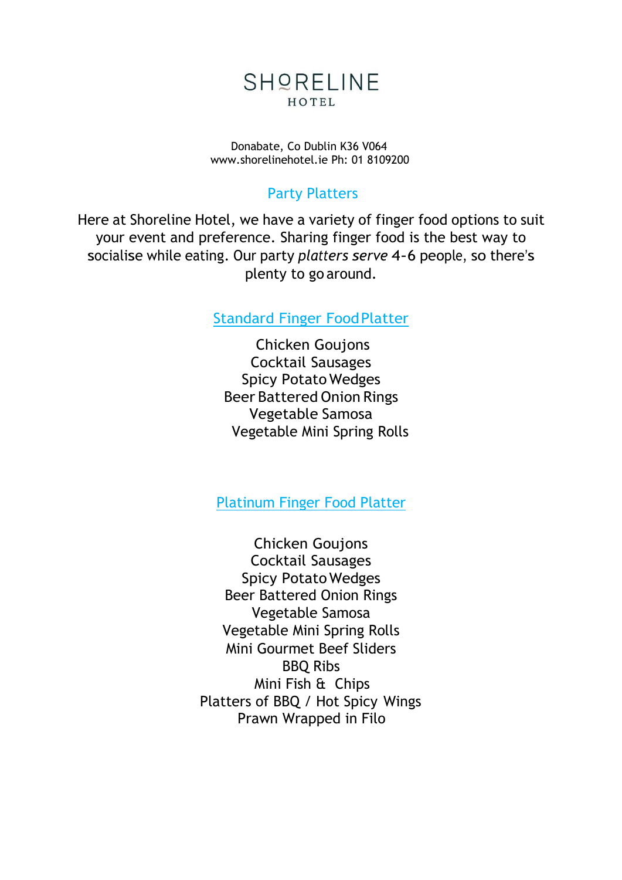# SHORELINE
HOTEL

Donabate, Co Dublin K36 V064
www.shorelinehotel.ie Ph: 01 8109200

## Party Platters

Here at Shoreline Hotel, we have a variety of finger food options to suit your event and preference. Sharing finger food is the best way to socialise while eating. Our party *platters serve* 4-6 people, so there's plenty to go around.

### Standard Finger Food Platter

Chicken Goujons
Cocktail Sausages
Spicy Potato Wedges
Beer Battered Onion Rings
Vegetable Samosa
Vegetable Mini Spring Rolls

### Platinum Finger Food Platter

Chicken Goujons
Cocktail Sausages
Spicy Potato Wedges
Beer Battered Onion Rings
Vegetable Samosa
Vegetable Mini Spring Rolls
Mini Gourmet Beef Sliders
BBQ Ribs
Mini Fish & Chips
Platters of BBQ / Hot Spicy Wings
Prawn Wrapped in Filo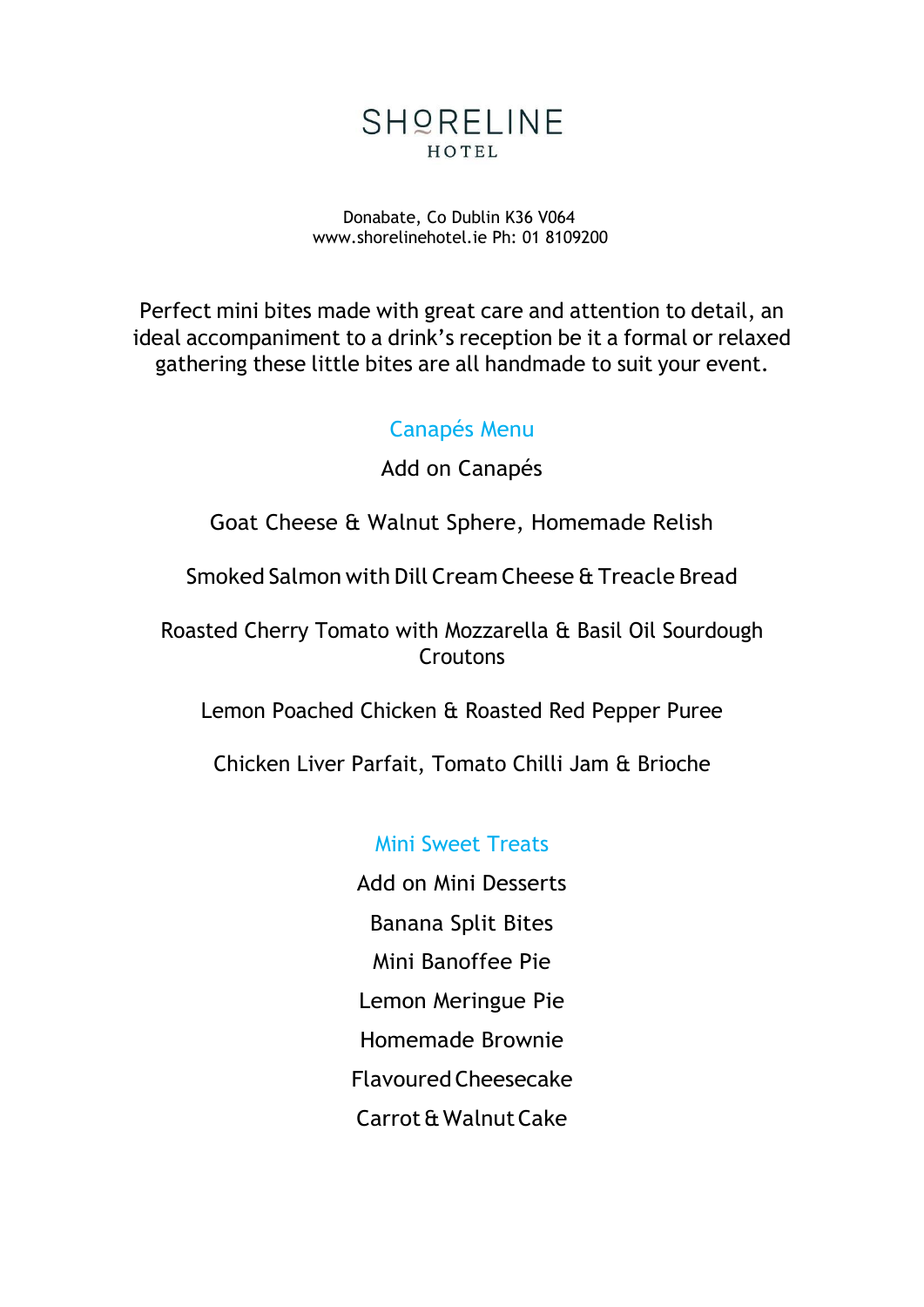# SHORELINE
HOTEL

Donabate, Co Dublin K36 V064
www.shorelinehotel.ie Ph: 01 8109200

Perfect mini bites made with great care and attention to detail, an ideal accompaniment to a drink's reception be it a formal or relaxed gathering these little bites are all handmade to suit your event.

## Canapés Menu

Add on Canapés

Goat Cheese & Walnut Sphere, Homemade Relish

Smoked Salmon with Dill Cream Cheese & Treacle Bread

Roasted Cherry Tomato with Mozzarella & Basil Oil Sourdough Croutons

Lemon Poached Chicken & Roasted Red Pepper Puree

Chicken Liver Parfait, Tomato Chilli Jam & Brioche

## Mini Sweet Treats

Add on Mini Desserts

Banana Split Bites

Mini Banoffee Pie

Lemon Meringue Pie

Homemade Brownie

Flavoured Cheesecake

Carrot & Walnut Cake